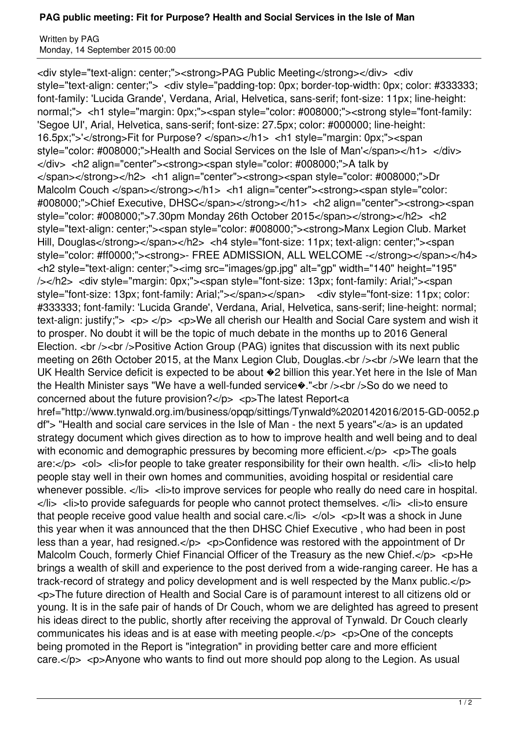# PAG public meeting: Fit for Purpose? Health and Social Services in the Isle of Man

Written by PAG
Monday, 14 September 2015 00:00

<div style="text-align: center;"><strong>PAG Public Meeting</strong></div> <div style="text-align: center;"> <div style="padding-top: 0px; border-top-width: 0px; color: #333333; font-family: 'Lucida Grande', Verdana, Arial, Helvetica, sans-serif; font-size: 11px; line-height: normal;"> <h1 style="margin: 0px;"><span style="color: #008000;"><strong style="font-family: 'Segoe UI', Arial, Helvetica, sans-serif; font-size: 27.5px; color: #000000; line-height: 16.5px;">'</strong>Fit for Purpose? </span></h1> <h1 style="margin: 0px;"><span style="color: #008000;">Health and Social Services on the Isle of Man'</span></h1> </div> </div> <h2 align="center"><strong><span style="color: #008000;">A talk by </span></strong></h2> <h1 align="center"><strong><span style="color: #008000;">Dr Malcolm Couch </span></strong></h1> <h1 align="center"><strong><span style="color: #008000;">Chief Executive, DHSC</span></strong></h1> <h2 align="center"><strong><span style="color: #008000;">7.30pm Monday 26th October 2015</span></strong></h2> <h2 style="text-align: center;"><span style="color: #008000;"><strong>Manx Legion Club. Market Hill, Douglas</strong></span></h2> <h4 style="font-size: 11px; text-align: center;"><span style="color: #ff0000;"><strong>- FREE ADMISSION, ALL WELCOME -</strong></span></h4> <h2 style="text-align: center;"><img src="images/gp.jpg" alt="gp" width="140" height="195" /></h2> <div style="margin: 0px;"><span style="font-size: 13px; font-family: Arial;"><span style="font-size: 13px; font-family: Arial;"></span></span> <div style="font-size: 11px; color: #333333; font-family: 'Lucida Grande', Verdana, Arial, Helvetica, sans-serif; line-height: normal; text-align: justify;"> <p> </p> <p>We all cherish our Health and Social Care system and wish it to prosper. No doubt it will be the topic of much debate in the months up to 2016 General Election. <br /><br />Positive Action Group (PAG) ignites that discussion with its next public meeting on 26th October 2015, at the Manx Legion Club, Douglas.<br /><br />We learn that the UK Health Service deficit is expected to be about �2 billion this year.Yet here in the Isle of Man the Health Minister says "We have a well-funded service�."<br /><br />So do we need to concerned about the future provision?</p> <p>The latest Report<a href="http://www.tynwald.org.im/business/opqp/sittings/Tynwald%2020142016/2015-GD-0052.pdf"> "Health and social care services in the Isle of Man - the next 5 years"</a> is an updated strategy document which gives direction as to how to improve health and well being and to deal with economic and demographic pressures by becoming more efficient.</p> <p>The goals are:</p> <ol> <li>for people to take greater responsibility for their own health. </li> <li>to help people stay well in their own homes and communities, avoiding hospital or residential care whenever possible. </li> <li>to improve services for people who really do need care in hospital. </li> <li>to provide safeguards for people who cannot protect themselves. </li> <li>to ensure that people receive good value health and social care.</li> </ol> <p>It was a shock in June this year when it was announced that the then DHSC Chief Executive , who had been in post less than a year, had resigned.</p> <p>Confidence was restored with the appointment of Dr Malcolm Couch, formerly Chief Financial Officer of the Treasury as the new Chief.</p> <p>He brings a wealth of skill and experience to the post derived from a wide-ranging career. He has a track-record of strategy and policy development and is well respected by the Manx public.</p> <p>The future direction of Health and Social Care is of paramount interest to all citizens old or young. It is in the safe pair of hands of Dr Couch, whom we are delighted has agreed to present his ideas direct to the public, shortly after receiving the approval of Tynwald. Dr Couch clearly communicates his ideas and is at ease with meeting people.</p> <p>One of the concepts being promoted in the Report is "integration" in providing better care and more efficient care.</p> <p>Anyone who wants to find out more should pop along to the Legion. As usual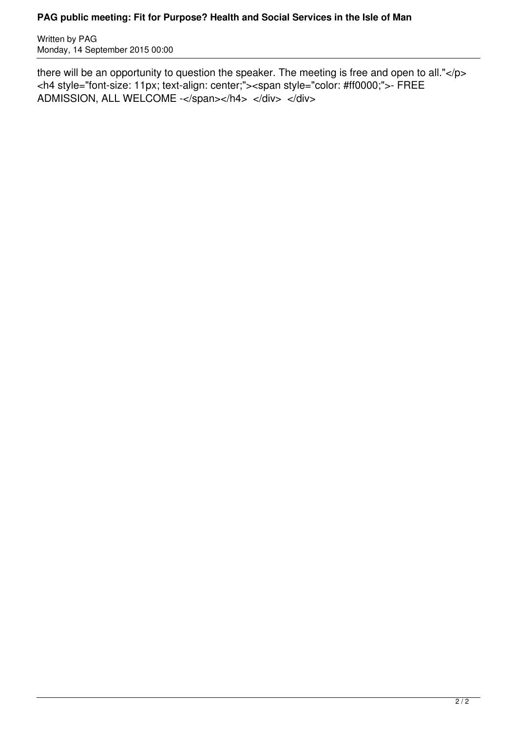there will be an opportunity to question the speaker. The meeting is free and open to all."</p> <h4 style="font-size: 11px; text-align: center;"><span style="color: #ff0000;">- FREE ADMISSION, ALL WELCOME -</span></h4> </div> </div>